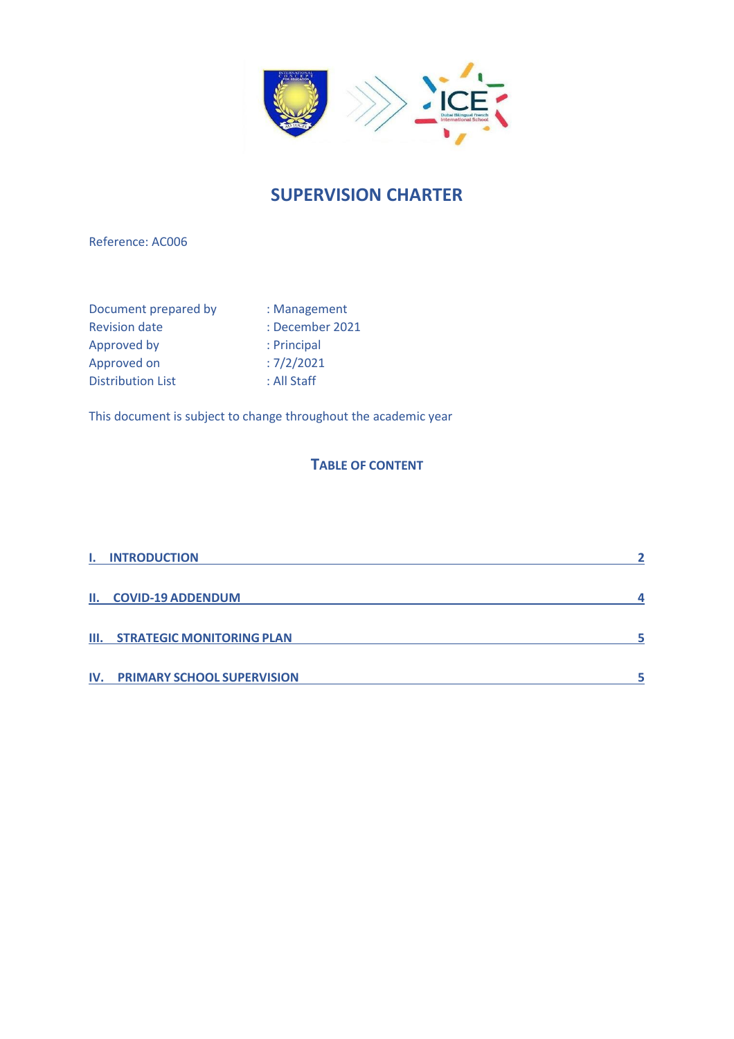# SUPERVISION CHARTER

Reference: AC006

| | |
|---|---|
| Document prepared by | : Management |
| Revision date | : December 2021 |
| Approved by | : Principal |
| Approved on | : 7/2/2021 |
| Distribution List | : All Staff |

This document is subject to change throughout the academic year

## TABLE OF CONTENT

I. INTRODUCTION — 2

II. COVID-19 ADDENDUM — 4

III. STRATEGIC MONITORING PLAN — 5

IV. PRIMARY SCHOOL SUPERVISION — 5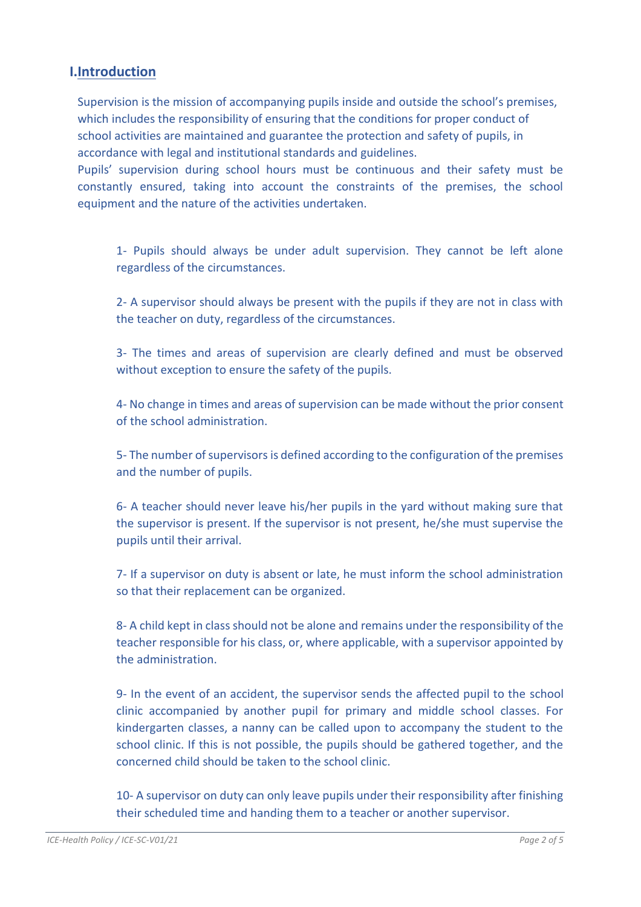## I. Introduction

Supervision is the mission of accompanying pupils inside and outside the school's premises, which includes the responsibility of ensuring that the conditions for proper conduct of school activities are maintained and guarantee the protection and safety of pupils, in accordance with legal and institutional standards and guidelines.
Pupils' supervision during school hours must be continuous and their safety must be constantly ensured, taking into account the constraints of the premises, the school equipment and the nature of the activities undertaken.

1- Pupils should always be under adult supervision. They cannot be left alone regardless of the circumstances.

2- A supervisor should always be present with the pupils if they are not in class with the teacher on duty, regardless of the circumstances.

3- The times and areas of supervision are clearly defined and must be observed without exception to ensure the safety of the pupils.

4- No change in times and areas of supervision can be made without the prior consent of the school administration.

5- The number of supervisors is defined according to the configuration of the premises and the number of pupils.

6- A teacher should never leave his/her pupils in the yard without making sure that the supervisor is present. If the supervisor is not present, he/she must supervise the pupils until their arrival.

7- If a supervisor on duty is absent or late, he must inform the school administration so that their replacement can be organized.

8- A child kept in class should not be alone and remains under the responsibility of the teacher responsible for his class, or, where applicable, with a supervisor appointed by the administration.

9- In the event of an accident, the supervisor sends the affected pupil to the school clinic accompanied by another pupil for primary and middle school classes. For kindergarten classes, a nanny can be called upon to accompany the student to the school clinic. If this is not possible, the pupils should be gathered together, and the concerned child should be taken to the school clinic.

10- A supervisor on duty can only leave pupils under their responsibility after finishing their scheduled time and handing them to a teacher or another supervisor.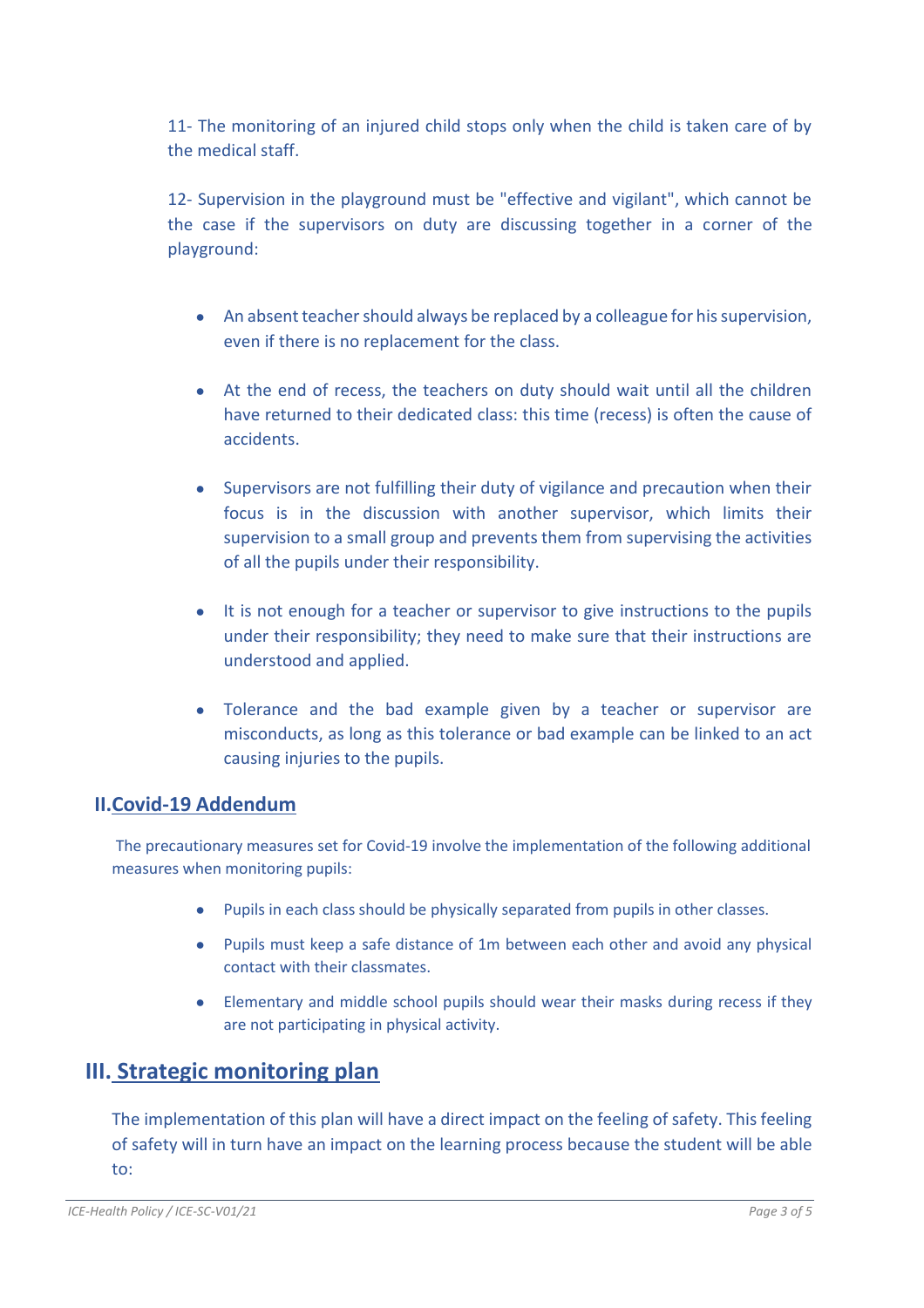11- The monitoring of an injured child stops only when the child is taken care of by the medical staff.

12- Supervision in the playground must be "effective and vigilant", which cannot be the case if the supervisors on duty are discussing together in a corner of the playground:

- An absent teacher should always be replaced by a colleague for his supervision, even if there is no replacement for the class.
- At the end of recess, the teachers on duty should wait until all the children have returned to their dedicated class: this time (recess) is often the cause of accidents.
- Supervisors are not fulfilling their duty of vigilance and precaution when their focus is in the discussion with another supervisor, which limits their supervision to a small group and prevents them from supervising the activities of all the pupils under their responsibility.
- It is not enough for a teacher or supervisor to give instructions to the pupils under their responsibility; they need to make sure that their instructions are understood and applied.
- Tolerance and the bad example given by a teacher or supervisor are misconducts, as long as this tolerance or bad example can be linked to an act causing injuries to the pupils.

## II. Covid-19 Addendum

The precautionary measures set for Covid-19 involve the implementation of the following additional measures when monitoring pupils:

- Pupils in each class should be physically separated from pupils in other classes.
- Pupils must keep a safe distance of 1m between each other and avoid any physical contact with their classmates.
- Elementary and middle school pupils should wear their masks during recess if they are not participating in physical activity.

## III. Strategic monitoring plan

The implementation of this plan will have a direct impact on the feeling of safety. This feeling of safety will in turn have an impact on the learning process because the student will be able to: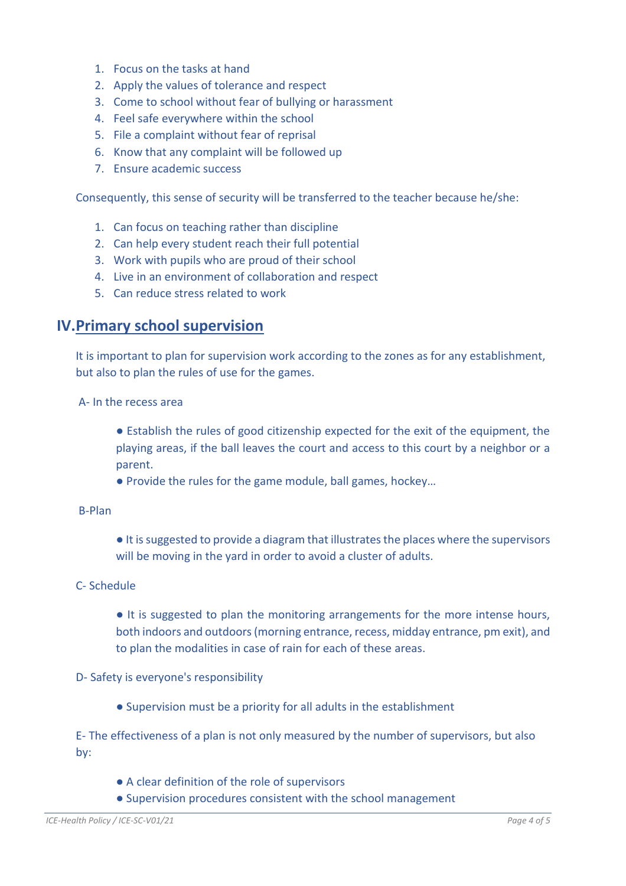1. Focus on the tasks at hand
2. Apply the values of tolerance and respect
3. Come to school without fear of bullying or harassment
4. Feel safe everywhere within the school
5. File a complaint without fear of reprisal
6. Know that any complaint will be followed up
7. Ensure academic success

Consequently, this sense of security will be transferred to the teacher because he/she:

1. Can focus on teaching rather than discipline
2. Can help every student reach their full potential
3. Work with pupils who are proud of their school
4. Live in an environment of collaboration and respect
5. Can reduce stress related to work

## IV. Primary school supervision

It is important to plan for supervision work according to the zones as for any establishment, but also to plan the rules of use for the games.

A- In the recess area

- Establish the rules of good citizenship expected for the exit of the equipment, the playing areas, if the ball leaves the court and access to this court by a neighbor or a parent.
- Provide the rules for the game module, ball games, hockey…

B-Plan

- It is suggested to provide a diagram that illustrates the places where the supervisors will be moving in the yard in order to avoid a cluster of adults.

C- Schedule

- It is suggested to plan the monitoring arrangements for the more intense hours, both indoors and outdoors (morning entrance, recess, midday entrance, pm exit), and to plan the modalities in case of rain for each of these areas.

D- Safety is everyone's responsibility

- Supervision must be a priority for all adults in the establishment

E- The effectiveness of a plan is not only measured by the number of supervisors, but also by:

- A clear definition of the role of supervisors
- Supervision procedures consistent with the school management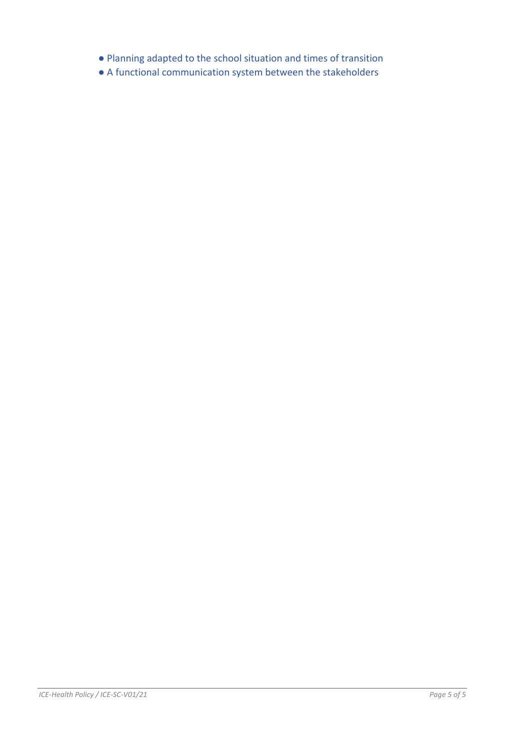- Planning adapted to the school situation and times of transition
- A functional communication system between the stakeholders